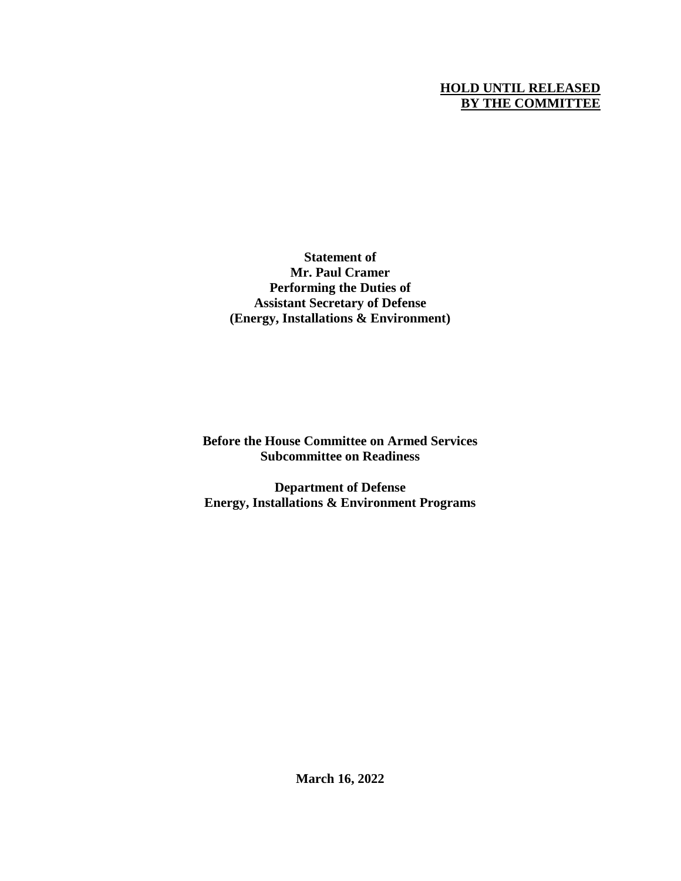**HOLD UNTIL RELEASED**
**BY THE COMMITTEE**

**Statement of**
**Mr. Paul Cramer**
**Performing the Duties of**
**Assistant Secretary of Defense**
**(Energy, Installations & Environment)**

**Before the House Committee on Armed Services**
**Subcommittee on Readiness**

**Department of Defense**
**Energy, Installations & Environment Programs**

**March 16, 2022**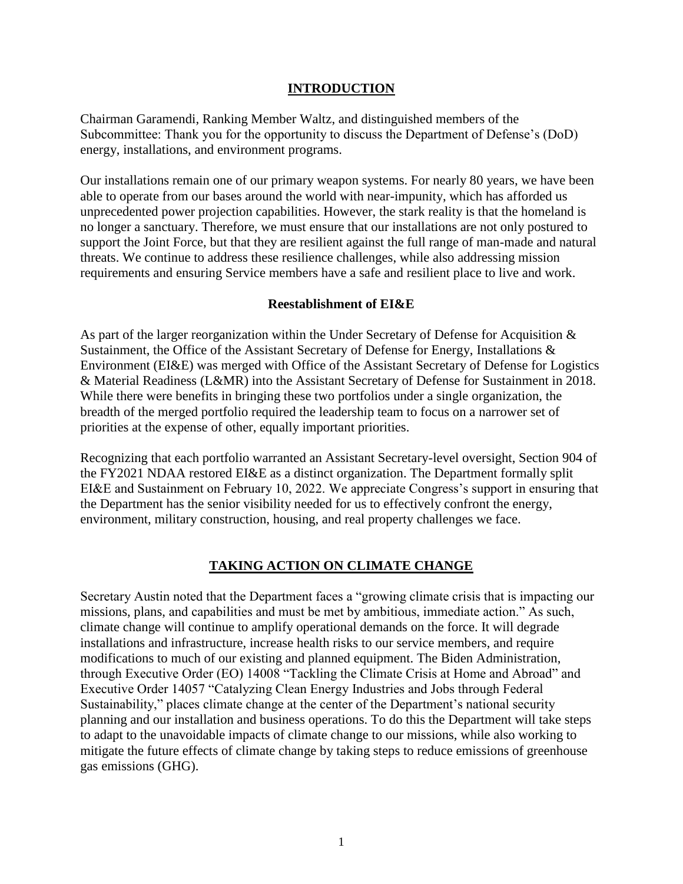## INTRODUCTION

Chairman Garamendi, Ranking Member Waltz, and distinguished members of the Subcommittee: Thank you for the opportunity to discuss the Department of Defense's (DoD) energy, installations, and environment programs.

Our installations remain one of our primary weapon systems. For nearly 80 years, we have been able to operate from our bases around the world with near-impunity, which has afforded us unprecedented power projection capabilities. However, the stark reality is that the homeland is no longer a sanctuary. Therefore, we must ensure that our installations are not only postured to support the Joint Force, but that they are resilient against the full range of man-made and natural threats. We continue to address these resilience challenges, while also addressing mission requirements and ensuring Service members have a safe and resilient place to live and work.

### Reestablishment of EI&E

As part of the larger reorganization within the Under Secretary of Defense for Acquisition & Sustainment, the Office of the Assistant Secretary of Defense for Energy, Installations & Environment (EI&E) was merged with Office of the Assistant Secretary of Defense for Logistics & Material Readiness (L&MR) into the Assistant Secretary of Defense for Sustainment in 2018. While there were benefits in bringing these two portfolios under a single organization, the breadth of the merged portfolio required the leadership team to focus on a narrower set of priorities at the expense of other, equally important priorities.

Recognizing that each portfolio warranted an Assistant Secretary-level oversight, Section 904 of the FY2021 NDAA restored EI&E as a distinct organization. The Department formally split EI&E and Sustainment on February 10, 2022. We appreciate Congress's support in ensuring that the Department has the senior visibility needed for us to effectively confront the energy, environment, military construction, housing, and real property challenges we face.

## TAKING ACTION ON CLIMATE CHANGE

Secretary Austin noted that the Department faces a "growing climate crisis that is impacting our missions, plans, and capabilities and must be met by ambitious, immediate action." As such, climate change will continue to amplify operational demands on the force. It will degrade installations and infrastructure, increase health risks to our service members, and require modifications to much of our existing and planned equipment. The Biden Administration, through Executive Order (EO) 14008 "Tackling the Climate Crisis at Home and Abroad" and Executive Order 14057 "Catalyzing Clean Energy Industries and Jobs through Federal Sustainability," places climate change at the center of the Department's national security planning and our installation and business operations. To do this the Department will take steps to adapt to the unavoidable impacts of climate change to our missions, while also working to mitigate the future effects of climate change by taking steps to reduce emissions of greenhouse gas emissions (GHG).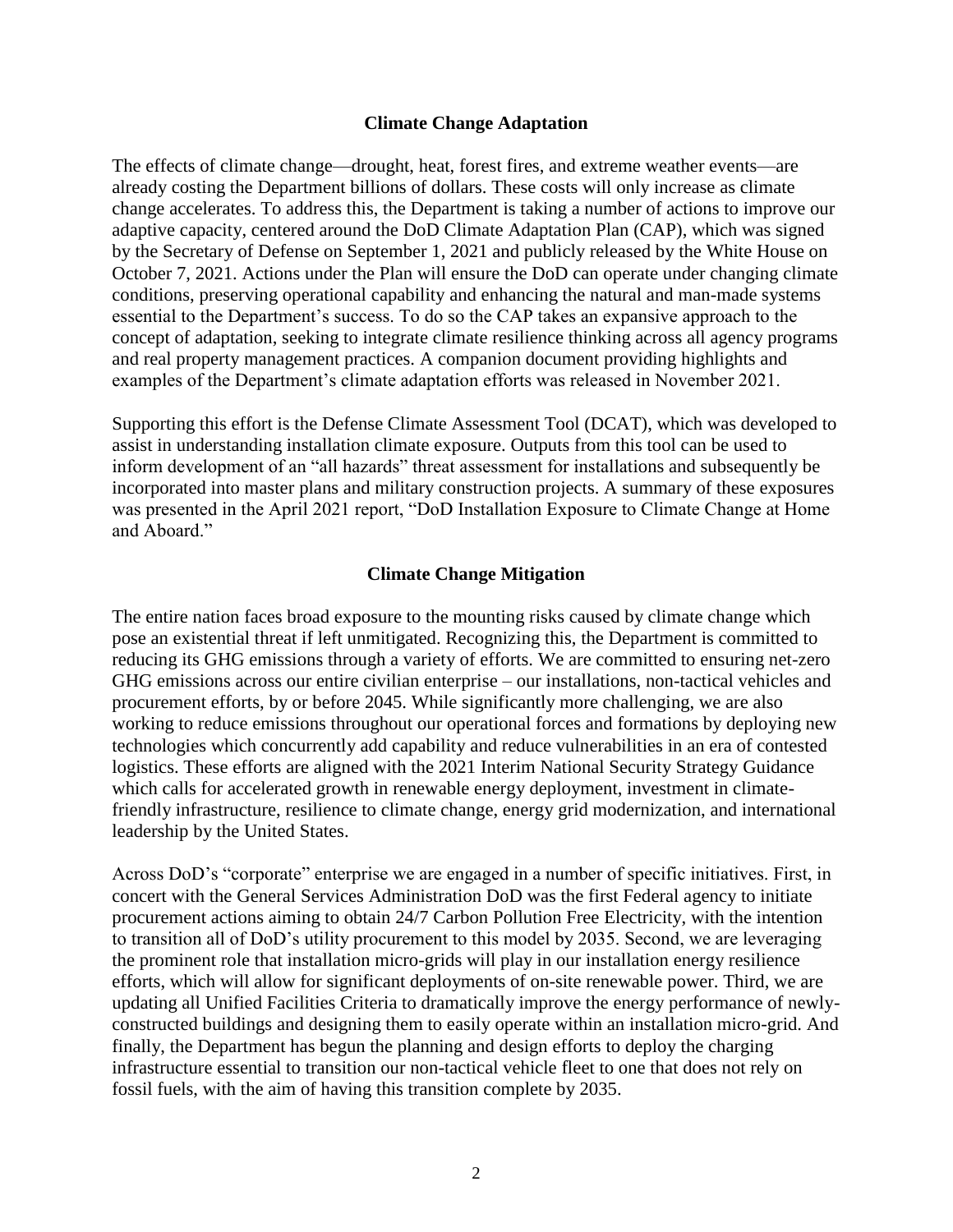## Climate Change Adaptation

The effects of climate change—drought, heat, forest fires, and extreme weather events—are already costing the Department billions of dollars. These costs will only increase as climate change accelerates. To address this, the Department is taking a number of actions to improve our adaptive capacity, centered around the DoD Climate Adaptation Plan (CAP), which was signed by the Secretary of Defense on September 1, 2021 and publicly released by the White House on October 7, 2021. Actions under the Plan will ensure the DoD can operate under changing climate conditions, preserving operational capability and enhancing the natural and man-made systems essential to the Department's success. To do so the CAP takes an expansive approach to the concept of adaptation, seeking to integrate climate resilience thinking across all agency programs and real property management practices. A companion document providing highlights and examples of the Department's climate adaptation efforts was released in November 2021.

Supporting this effort is the Defense Climate Assessment Tool (DCAT), which was developed to assist in understanding installation climate exposure. Outputs from this tool can be used to inform development of an "all hazards" threat assessment for installations and subsequently be incorporated into master plans and military construction projects. A summary of these exposures was presented in the April 2021 report, "DoD Installation Exposure to Climate Change at Home and Aboard."

## Climate Change Mitigation

The entire nation faces broad exposure to the mounting risks caused by climate change which pose an existential threat if left unmitigated. Recognizing this, the Department is committed to reducing its GHG emissions through a variety of efforts. We are committed to ensuring net-zero GHG emissions across our entire civilian enterprise – our installations, non-tactical vehicles and procurement efforts, by or before 2045. While significantly more challenging, we are also working to reduce emissions throughout our operational forces and formations by deploying new technologies which concurrently add capability and reduce vulnerabilities in an era of contested logistics. These efforts are aligned with the 2021 Interim National Security Strategy Guidance which calls for accelerated growth in renewable energy deployment, investment in climate-friendly infrastructure, resilience to climate change, energy grid modernization, and international leadership by the United States.

Across DoD's "corporate" enterprise we are engaged in a number of specific initiatives. First, in concert with the General Services Administration DoD was the first Federal agency to initiate procurement actions aiming to obtain 24/7 Carbon Pollution Free Electricity, with the intention to transition all of DoD's utility procurement to this model by 2035. Second, we are leveraging the prominent role that installation micro-grids will play in our installation energy resilience efforts, which will allow for significant deployments of on-site renewable power. Third, we are updating all Unified Facilities Criteria to dramatically improve the energy performance of newly-constructed buildings and designing them to easily operate within an installation micro-grid. And finally, the Department has begun the planning and design efforts to deploy the charging infrastructure essential to transition our non-tactical vehicle fleet to one that does not rely on fossil fuels, with the aim of having this transition complete by 2035.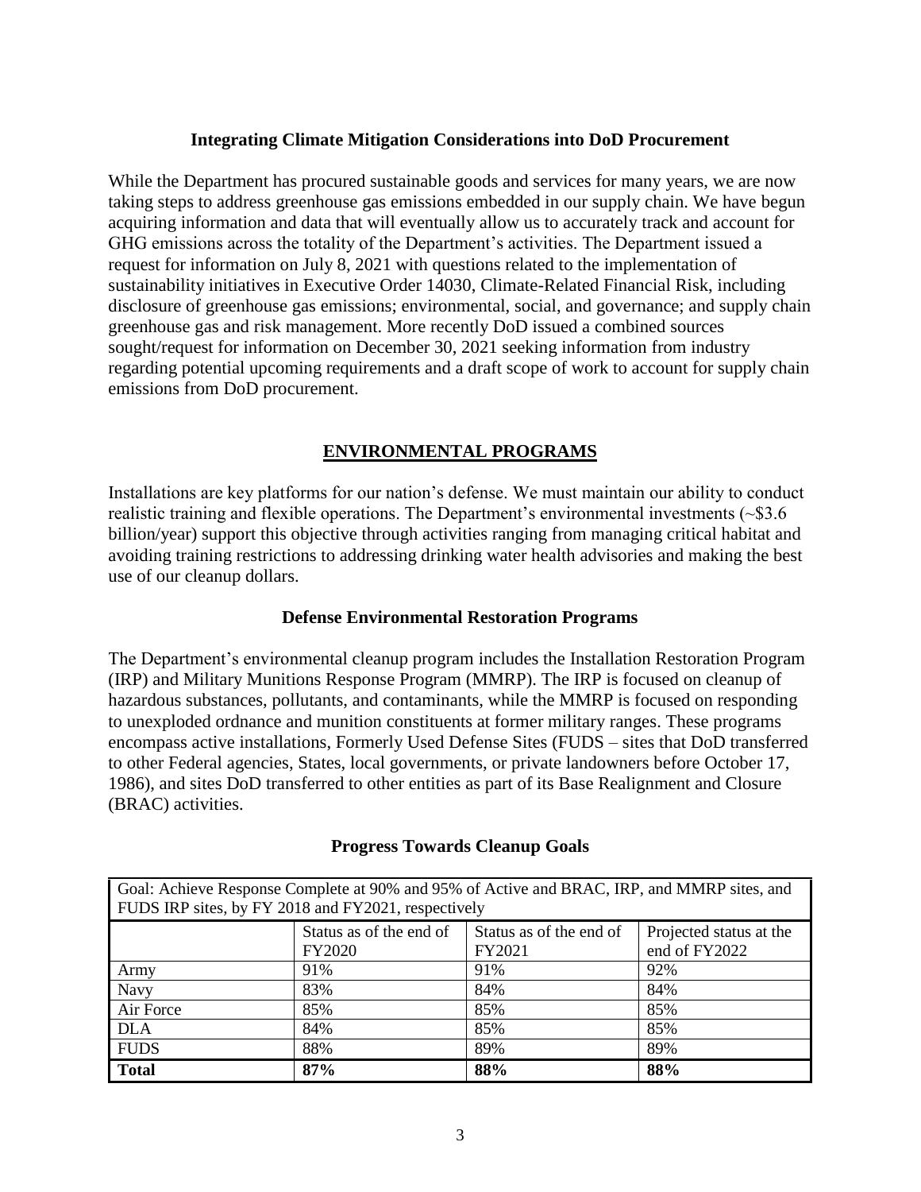### Integrating Climate Mitigation Considerations into DoD Procurement

While the Department has procured sustainable goods and services for many years, we are now taking steps to address greenhouse gas emissions embedded in our supply chain. We have begun acquiring information and data that will eventually allow us to accurately track and account for GHG emissions across the totality of the Department's activities. The Department issued a request for information on July 8, 2021 with questions related to the implementation of sustainability initiatives in Executive Order 14030, Climate-Related Financial Risk, including disclosure of greenhouse gas emissions; environmental, social, and governance; and supply chain greenhouse gas and risk management. More recently DoD issued a combined sources sought/request for information on December 30, 2021 seeking information from industry regarding potential upcoming requirements and a draft scope of work to account for supply chain emissions from DoD procurement.

## ENVIRONMENTAL PROGRAMS

Installations are key platforms for our nation's defense. We must maintain our ability to conduct realistic training and flexible operations. The Department's environmental investments (~$3.6 billion/year) support this objective through activities ranging from managing critical habitat and avoiding training restrictions to addressing drinking water health advisories and making the best use of our cleanup dollars.

### Defense Environmental Restoration Programs

The Department's environmental cleanup program includes the Installation Restoration Program (IRP) and Military Munitions Response Program (MMRP). The IRP is focused on cleanup of hazardous substances, pollutants, and contaminants, while the MMRP is focused on responding to unexploded ordnance and munition constituents at former military ranges. These programs encompass active installations, Formerly Used Defense Sites (FUDS – sites that DoD transferred to other Federal agencies, States, local governments, or private landowners before October 17, 1986), and sites DoD transferred to other entities as part of its Base Realignment and Closure (BRAC) activities.

### Progress Towards Cleanup Goals

| Goal: Achieve Response Complete at 90% and 95% of Active and BRAC, IRP, and MMRP sites, and FUDS IRP sites, by FY 2018 and FY2021, respectively | | | |
|---|---|---|---|
| | Status as of the end of FY2020 | Status as of the end of FY2021 | Projected status at the end of FY2022 |
| Army | 91% | 91% | 92% |
| Navy | 83% | 84% | 84% |
| Air Force | 85% | 85% | 85% |
| DLA | 84% | 85% | 85% |
| FUDS | 88% | 89% | 89% |
| **Total** | **87%** | **88%** | **88%** |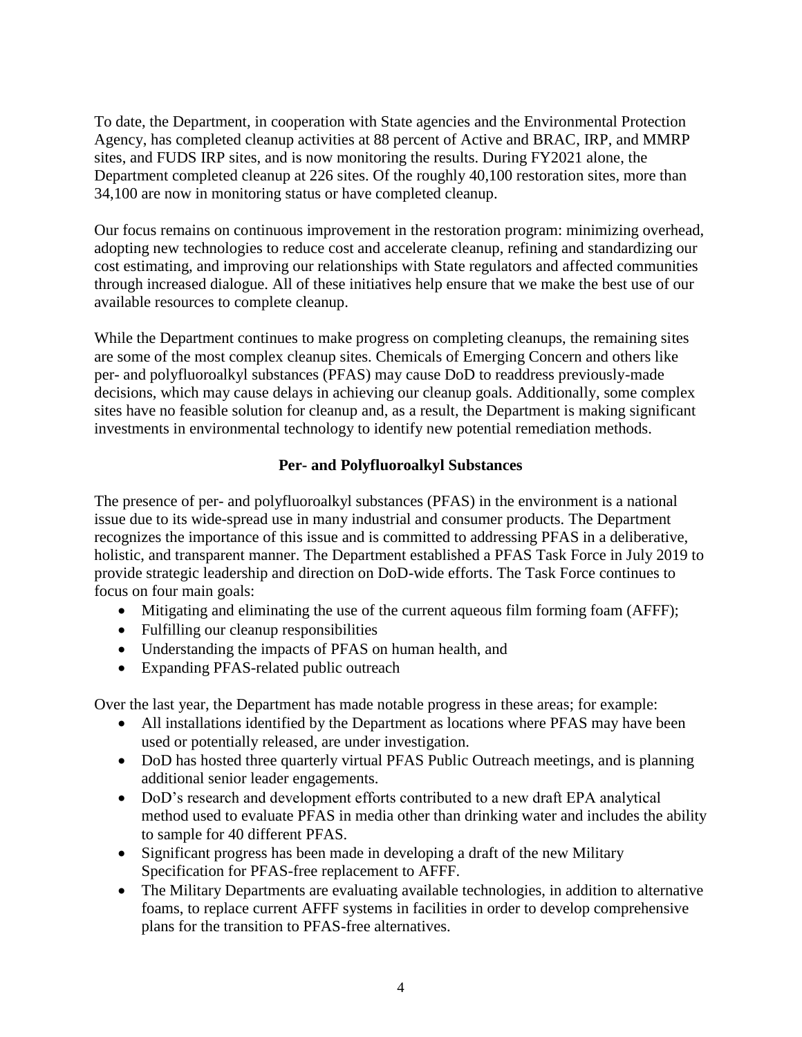To date, the Department, in cooperation with State agencies and the Environmental Protection Agency, has completed cleanup activities at 88 percent of Active and BRAC, IRP, and MMRP sites, and FUDS IRP sites, and is now monitoring the results. During FY2021 alone, the Department completed cleanup at 226 sites. Of the roughly 40,100 restoration sites, more than 34,100 are now in monitoring status or have completed cleanup.

Our focus remains on continuous improvement in the restoration program: minimizing overhead, adopting new technologies to reduce cost and accelerate cleanup, refining and standardizing our cost estimating, and improving our relationships with State regulators and affected communities through increased dialogue. All of these initiatives help ensure that we make the best use of our available resources to complete cleanup.

While the Department continues to make progress on completing cleanups, the remaining sites are some of the most complex cleanup sites. Chemicals of Emerging Concern and others like per- and polyfluoroalkyl substances (PFAS) may cause DoD to readdress previously-made decisions, which may cause delays in achieving our cleanup goals. Additionally, some complex sites have no feasible solution for cleanup and, as a result, the Department is making significant investments in environmental technology to identify new potential remediation methods.

## Per- and Polyfluoroalkyl Substances

The presence of per- and polyfluoroalkyl substances (PFAS) in the environment is a national issue due to its wide-spread use in many industrial and consumer products. The Department recognizes the importance of this issue and is committed to addressing PFAS in a deliberative, holistic, and transparent manner. The Department established a PFAS Task Force in July 2019 to provide strategic leadership and direction on DoD-wide efforts. The Task Force continues to focus on four main goals:

- Mitigating and eliminating the use of the current aqueous film forming foam (AFFF);
- Fulfilling our cleanup responsibilities
- Understanding the impacts of PFAS on human health, and
- Expanding PFAS-related public outreach

Over the last year, the Department has made notable progress in these areas; for example:

- All installations identified by the Department as locations where PFAS may have been used or potentially released, are under investigation.
- DoD has hosted three quarterly virtual PFAS Public Outreach meetings, and is planning additional senior leader engagements.
- DoD's research and development efforts contributed to a new draft EPA analytical method used to evaluate PFAS in media other than drinking water and includes the ability to sample for 40 different PFAS.
- Significant progress has been made in developing a draft of the new Military Specification for PFAS-free replacement to AFFF.
- The Military Departments are evaluating available technologies, in addition to alternative foams, to replace current AFFF systems in facilities in order to develop comprehensive plans for the transition to PFAS-free alternatives.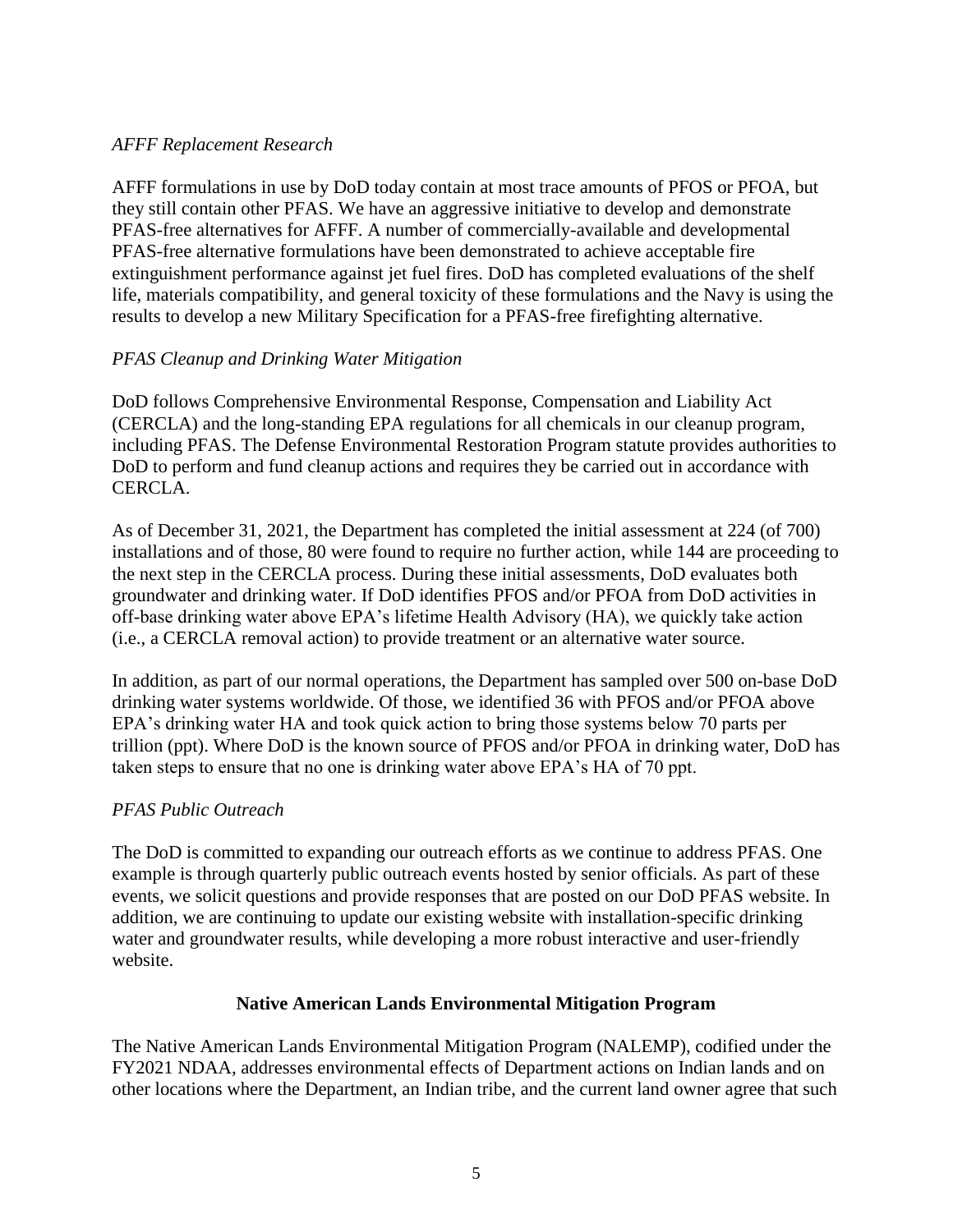*AFFF Replacement Research*

AFFF formulations in use by DoD today contain at most trace amounts of PFOS or PFOA, but they still contain other PFAS. We have an aggressive initiative to develop and demonstrate PFAS-free alternatives for AFFF. A number of commercially-available and developmental PFAS-free alternative formulations have been demonstrated to achieve acceptable fire extinguishment performance against jet fuel fires. DoD has completed evaluations of the shelf life, materials compatibility, and general toxicity of these formulations and the Navy is using the results to develop a new Military Specification for a PFAS-free firefighting alternative.

*PFAS Cleanup and Drinking Water Mitigation*

DoD follows Comprehensive Environmental Response, Compensation and Liability Act (CERCLA) and the long-standing EPA regulations for all chemicals in our cleanup program, including PFAS. The Defense Environmental Restoration Program statute provides authorities to DoD to perform and fund cleanup actions and requires they be carried out in accordance with CERCLA.

As of December 31, 2021, the Department has completed the initial assessment at 224 (of 700) installations and of those, 80 were found to require no further action, while 144 are proceeding to the next step in the CERCLA process. During these initial assessments, DoD evaluates both groundwater and drinking water. If DoD identifies PFOS and/or PFOA from DoD activities in off-base drinking water above EPA's lifetime Health Advisory (HA), we quickly take action (i.e., a CERCLA removal action) to provide treatment or an alternative water source.

In addition, as part of our normal operations, the Department has sampled over 500 on-base DoD drinking water systems worldwide. Of those, we identified 36 with PFOS and/or PFOA above EPA's drinking water HA and took quick action to bring those systems below 70 parts per trillion (ppt). Where DoD is the known source of PFOS and/or PFOA in drinking water, DoD has taken steps to ensure that no one is drinking water above EPA's HA of 70 ppt.

*PFAS Public Outreach*

The DoD is committed to expanding our outreach efforts as we continue to address PFAS. One example is through quarterly public outreach events hosted by senior officials. As part of these events, we solicit questions and provide responses that are posted on our DoD PFAS website. In addition, we are continuing to update our existing website with installation-specific drinking water and groundwater results, while developing a more robust interactive and user-friendly website.

## Native American Lands Environmental Mitigation Program

The Native American Lands Environmental Mitigation Program (NALEMP), codified under the FY2021 NDAA, addresses environmental effects of Department actions on Indian lands and on other locations where the Department, an Indian tribe, and the current land owner agree that such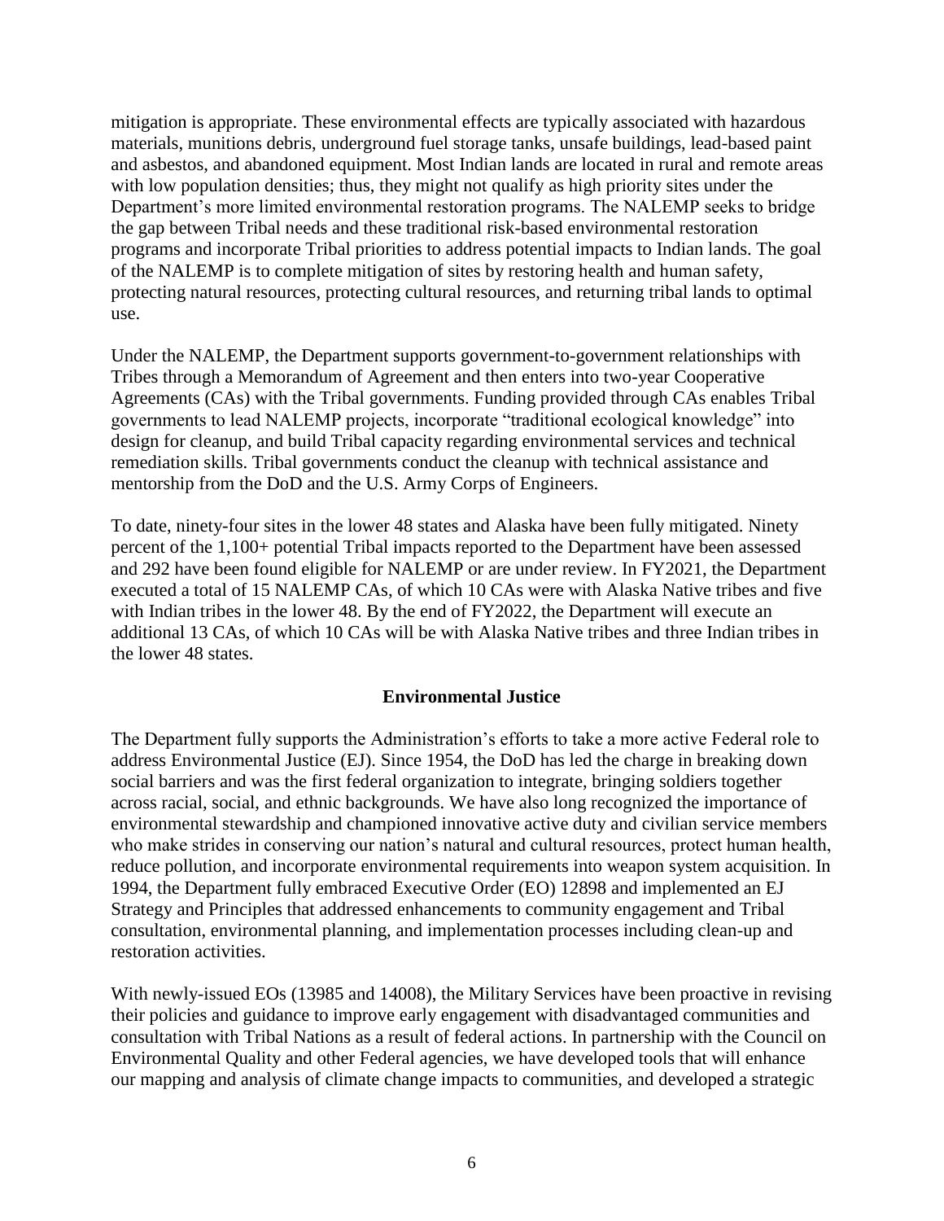mitigation is appropriate. These environmental effects are typically associated with hazardous materials, munitions debris, underground fuel storage tanks, unsafe buildings, lead-based paint and asbestos, and abandoned equipment. Most Indian lands are located in rural and remote areas with low population densities; thus, they might not qualify as high priority sites under the Department's more limited environmental restoration programs. The NALEMP seeks to bridge the gap between Tribal needs and these traditional risk-based environmental restoration programs and incorporate Tribal priorities to address potential impacts to Indian lands. The goal of the NALEMP is to complete mitigation of sites by restoring health and human safety, protecting natural resources, protecting cultural resources, and returning tribal lands to optimal use.

Under the NALEMP, the Department supports government-to-government relationships with Tribes through a Memorandum of Agreement and then enters into two-year Cooperative Agreements (CAs) with the Tribal governments. Funding provided through CAs enables Tribal governments to lead NALEMP projects, incorporate "traditional ecological knowledge" into design for cleanup, and build Tribal capacity regarding environmental services and technical remediation skills. Tribal governments conduct the cleanup with technical assistance and mentorship from the DoD and the U.S. Army Corps of Engineers.

To date, ninety-four sites in the lower 48 states and Alaska have been fully mitigated. Ninety percent of the 1,100+ potential Tribal impacts reported to the Department have been assessed and 292 have been found eligible for NALEMP or are under review. In FY2021, the Department executed a total of 15 NALEMP CAs, of which 10 CAs were with Alaska Native tribes and five with Indian tribes in the lower 48. By the end of FY2022, the Department will execute an additional 13 CAs, of which 10 CAs will be with Alaska Native tribes and three Indian tribes in the lower 48 states.

## Environmental Justice

The Department fully supports the Administration's efforts to take a more active Federal role to address Environmental Justice (EJ). Since 1954, the DoD has led the charge in breaking down social barriers and was the first federal organization to integrate, bringing soldiers together across racial, social, and ethnic backgrounds. We have also long recognized the importance of environmental stewardship and championed innovative active duty and civilian service members who make strides in conserving our nation's natural and cultural resources, protect human health, reduce pollution, and incorporate environmental requirements into weapon system acquisition. In 1994, the Department fully embraced Executive Order (EO) 12898 and implemented an EJ Strategy and Principles that addressed enhancements to community engagement and Tribal consultation, environmental planning, and implementation processes including clean-up and restoration activities.

With newly-issued EOs (13985 and 14008), the Military Services have been proactive in revising their policies and guidance to improve early engagement with disadvantaged communities and consultation with Tribal Nations as a result of federal actions. In partnership with the Council on Environmental Quality and other Federal agencies, we have developed tools that will enhance our mapping and analysis of climate change impacts to communities, and developed a strategic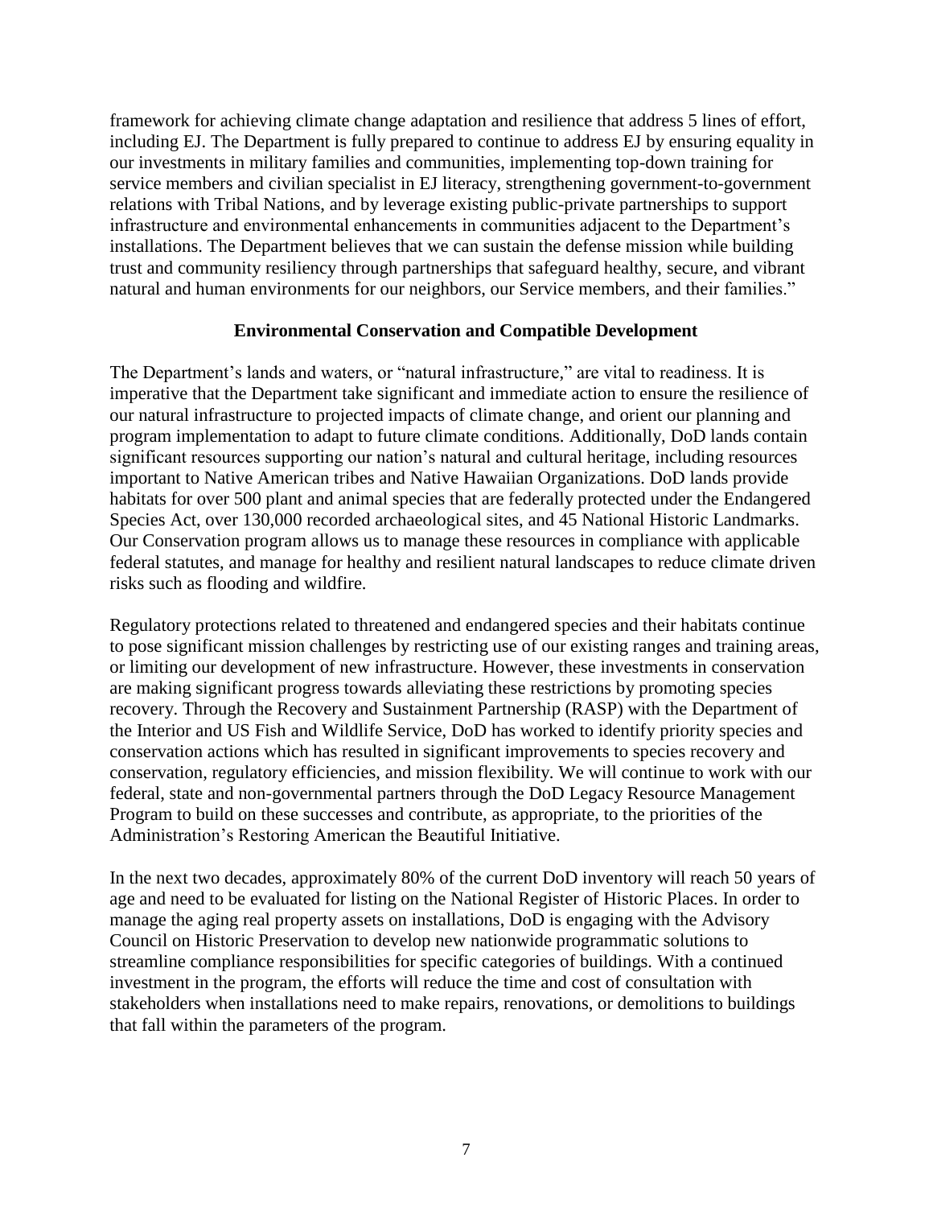framework for achieving climate change adaptation and resilience that address 5 lines of effort, including EJ. The Department is fully prepared to continue to address EJ by ensuring equality in our investments in military families and communities, implementing top-down training for service members and civilian specialist in EJ literacy, strengthening government-to-government relations with Tribal Nations, and by leverage existing public-private partnerships to support infrastructure and environmental enhancements in communities adjacent to the Department's installations. The Department believes that we can sustain the defense mission while building trust and community resiliency through partnerships that safeguard healthy, secure, and vibrant natural and human environments for our neighbors, our Service members, and their families."

## Environmental Conservation and Compatible Development

The Department's lands and waters, or "natural infrastructure," are vital to readiness. It is imperative that the Department take significant and immediate action to ensure the resilience of our natural infrastructure to projected impacts of climate change, and orient our planning and program implementation to adapt to future climate conditions. Additionally, DoD lands contain significant resources supporting our nation's natural and cultural heritage, including resources important to Native American tribes and Native Hawaiian Organizations. DoD lands provide habitats for over 500 plant and animal species that are federally protected under the Endangered Species Act, over 130,000 recorded archaeological sites, and 45 National Historic Landmarks. Our Conservation program allows us to manage these resources in compliance with applicable federal statutes, and manage for healthy and resilient natural landscapes to reduce climate driven risks such as flooding and wildfire.

Regulatory protections related to threatened and endangered species and their habitats continue to pose significant mission challenges by restricting use of our existing ranges and training areas, or limiting our development of new infrastructure. However, these investments in conservation are making significant progress towards alleviating these restrictions by promoting species recovery. Through the Recovery and Sustainment Partnership (RASP) with the Department of the Interior and US Fish and Wildlife Service, DoD has worked to identify priority species and conservation actions which has resulted in significant improvements to species recovery and conservation, regulatory efficiencies, and mission flexibility. We will continue to work with our federal, state and non-governmental partners through the DoD Legacy Resource Management Program to build on these successes and contribute, as appropriate, to the priorities of the Administration's Restoring American the Beautiful Initiative.

In the next two decades, approximately 80% of the current DoD inventory will reach 50 years of age and need to be evaluated for listing on the National Register of Historic Places. In order to manage the aging real property assets on installations, DoD is engaging with the Advisory Council on Historic Preservation to develop new nationwide programmatic solutions to streamline compliance responsibilities for specific categories of buildings. With a continued investment in the program, the efforts will reduce the time and cost of consultation with stakeholders when installations need to make repairs, renovations, or demolitions to buildings that fall within the parameters of the program.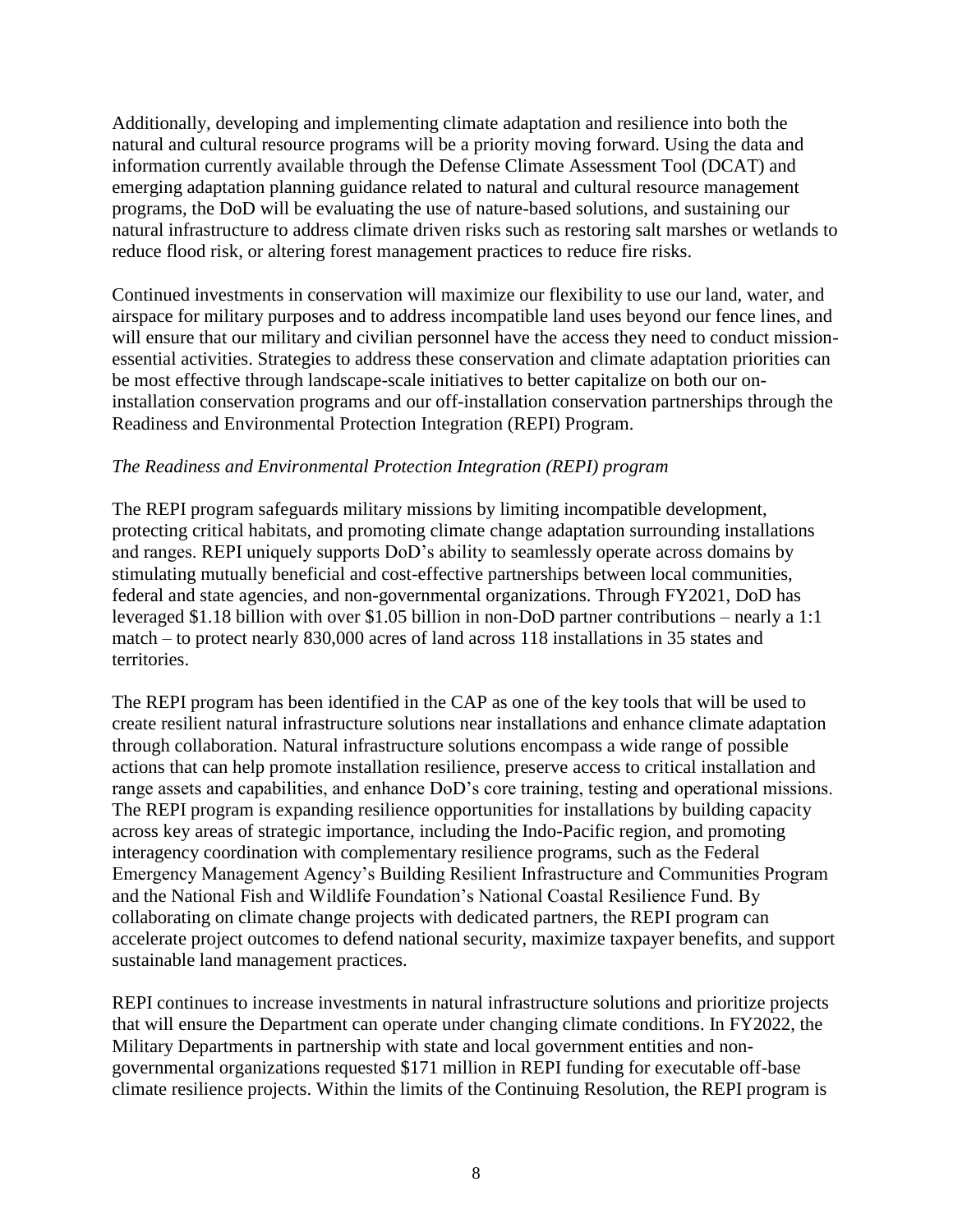Additionally, developing and implementing climate adaptation and resilience into both the natural and cultural resource programs will be a priority moving forward. Using the data and information currently available through the Defense Climate Assessment Tool (DCAT) and emerging adaptation planning guidance related to natural and cultural resource management programs, the DoD will be evaluating the use of nature-based solutions, and sustaining our natural infrastructure to address climate driven risks such as restoring salt marshes or wetlands to reduce flood risk, or altering forest management practices to reduce fire risks.

Continued investments in conservation will maximize our flexibility to use our land, water, and airspace for military purposes and to address incompatible land uses beyond our fence lines, and will ensure that our military and civilian personnel have the access they need to conduct mission-essential activities. Strategies to address these conservation and climate adaptation priorities can be most effective through landscape-scale initiatives to better capitalize on both our on-installation conservation programs and our off-installation conservation partnerships through the Readiness and Environmental Protection Integration (REPI) Program.

*The Readiness and Environmental Protection Integration (REPI) program*

The REPI program safeguards military missions by limiting incompatible development, protecting critical habitats, and promoting climate change adaptation surrounding installations and ranges. REPI uniquely supports DoD's ability to seamlessly operate across domains by stimulating mutually beneficial and cost-effective partnerships between local communities, federal and state agencies, and non-governmental organizations. Through FY2021, DoD has leveraged $1.18 billion with over $1.05 billion in non-DoD partner contributions – nearly a 1:1 match – to protect nearly 830,000 acres of land across 118 installations in 35 states and territories.

The REPI program has been identified in the CAP as one of the key tools that will be used to create resilient natural infrastructure solutions near installations and enhance climate adaptation through collaboration. Natural infrastructure solutions encompass a wide range of possible actions that can help promote installation resilience, preserve access to critical installation and range assets and capabilities, and enhance DoD's core training, testing and operational missions. The REPI program is expanding resilience opportunities for installations by building capacity across key areas of strategic importance, including the Indo-Pacific region, and promoting interagency coordination with complementary resilience programs, such as the Federal Emergency Management Agency's Building Resilient Infrastructure and Communities Program and the National Fish and Wildlife Foundation's National Coastal Resilience Fund. By collaborating on climate change projects with dedicated partners, the REPI program can accelerate project outcomes to defend national security, maximize taxpayer benefits, and support sustainable land management practices.

REPI continues to increase investments in natural infrastructure solutions and prioritize projects that will ensure the Department can operate under changing climate conditions. In FY2022, the Military Departments in partnership with state and local government entities and non-governmental organizations requested $171 million in REPI funding for executable off-base climate resilience projects. Within the limits of the Continuing Resolution, the REPI program is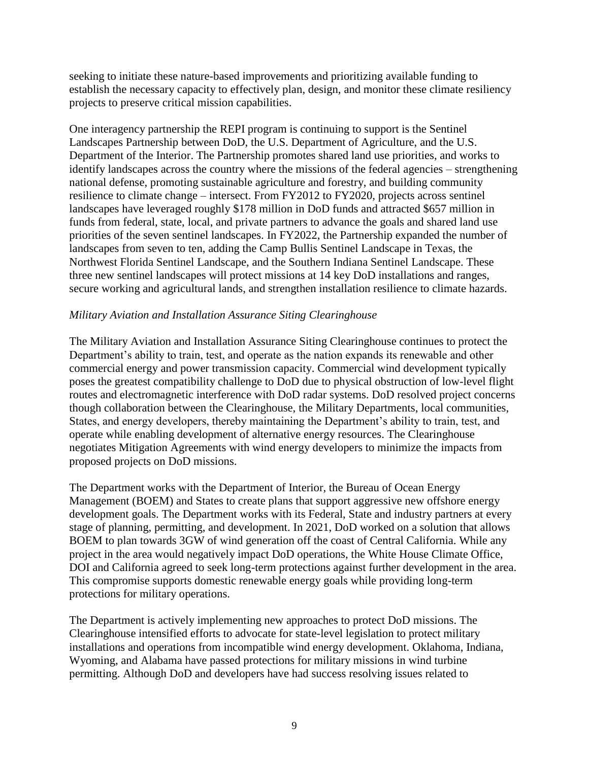seeking to initiate these nature-based improvements and prioritizing available funding to establish the necessary capacity to effectively plan, design, and monitor these climate resiliency projects to preserve critical mission capabilities.

One interagency partnership the REPI program is continuing to support is the Sentinel Landscapes Partnership between DoD, the U.S. Department of Agriculture, and the U.S. Department of the Interior. The Partnership promotes shared land use priorities, and works to identify landscapes across the country where the missions of the federal agencies – strengthening national defense, promoting sustainable agriculture and forestry, and building community resilience to climate change – intersect. From FY2012 to FY2020, projects across sentinel landscapes have leveraged roughly $178 million in DoD funds and attracted $657 million in funds from federal, state, local, and private partners to advance the goals and shared land use priorities of the seven sentinel landscapes. In FY2022, the Partnership expanded the number of landscapes from seven to ten, adding the Camp Bullis Sentinel Landscape in Texas, the Northwest Florida Sentinel Landscape, and the Southern Indiana Sentinel Landscape. These three new sentinel landscapes will protect missions at 14 key DoD installations and ranges, secure working and agricultural lands, and strengthen installation resilience to climate hazards.

*Military Aviation and Installation Assurance Siting Clearinghouse*

The Military Aviation and Installation Assurance Siting Clearinghouse continues to protect the Department's ability to train, test, and operate as the nation expands its renewable and other commercial energy and power transmission capacity. Commercial wind development typically poses the greatest compatibility challenge to DoD due to physical obstruction of low-level flight routes and electromagnetic interference with DoD radar systems. DoD resolved project concerns though collaboration between the Clearinghouse, the Military Departments, local communities, States, and energy developers, thereby maintaining the Department's ability to train, test, and operate while enabling development of alternative energy resources. The Clearinghouse negotiates Mitigation Agreements with wind energy developers to minimize the impacts from proposed projects on DoD missions.

The Department works with the Department of Interior, the Bureau of Ocean Energy Management (BOEM) and States to create plans that support aggressive new offshore energy development goals. The Department works with its Federal, State and industry partners at every stage of planning, permitting, and development. In 2021, DoD worked on a solution that allows BOEM to plan towards 3GW of wind generation off the coast of Central California. While any project in the area would negatively impact DoD operations, the White House Climate Office, DOI and California agreed to seek long-term protections against further development in the area. This compromise supports domestic renewable energy goals while providing long-term protections for military operations.

The Department is actively implementing new approaches to protect DoD missions. The Clearinghouse intensified efforts to advocate for state-level legislation to protect military installations and operations from incompatible wind energy development. Oklahoma, Indiana, Wyoming, and Alabama have passed protections for military missions in wind turbine permitting. Although DoD and developers have had success resolving issues related to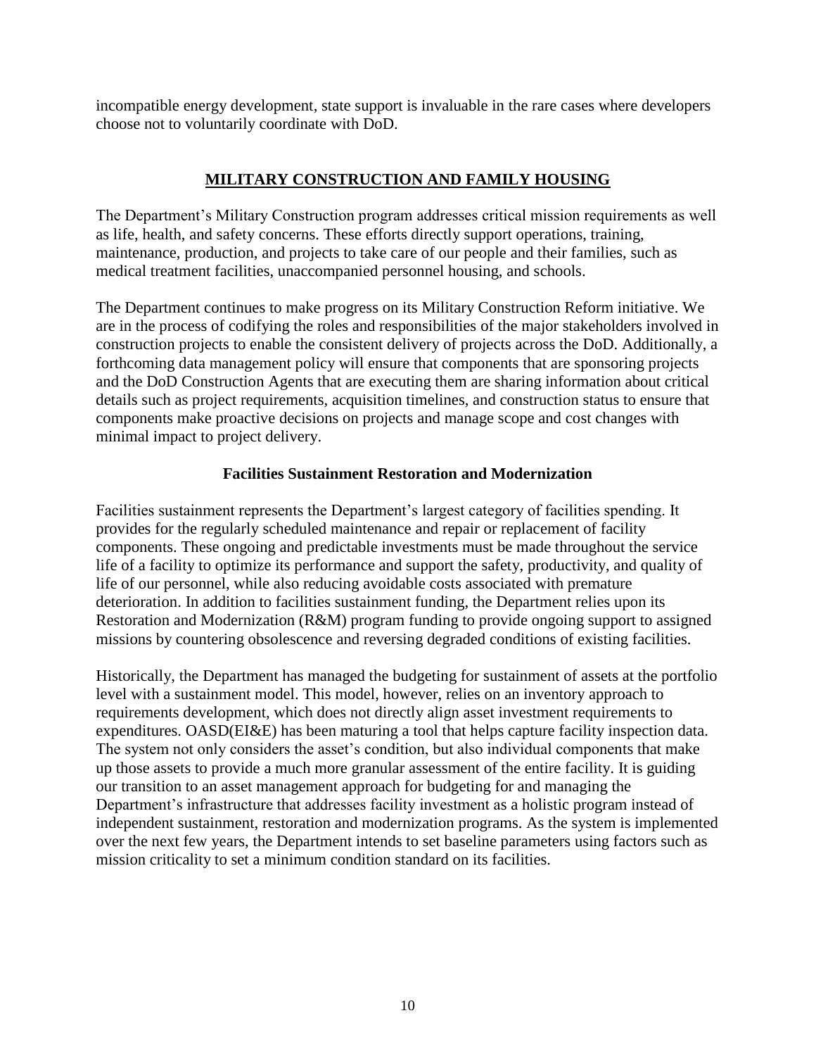incompatible energy development, state support is invaluable in the rare cases where developers choose not to voluntarily coordinate with DoD.

## MILITARY CONSTRUCTION AND FAMILY HOUSING

The Department's Military Construction program addresses critical mission requirements as well as life, health, and safety concerns. These efforts directly support operations, training, maintenance, production, and projects to take care of our people and their families, such as medical treatment facilities, unaccompanied personnel housing, and schools.

The Department continues to make progress on its Military Construction Reform initiative. We are in the process of codifying the roles and responsibilities of the major stakeholders involved in construction projects to enable the consistent delivery of projects across the DoD. Additionally, a forthcoming data management policy will ensure that components that are sponsoring projects and the DoD Construction Agents that are executing them are sharing information about critical details such as project requirements, acquisition timelines, and construction status to ensure that components make proactive decisions on projects and manage scope and cost changes with minimal impact to project delivery.

### Facilities Sustainment Restoration and Modernization

Facilities sustainment represents the Department's largest category of facilities spending. It provides for the regularly scheduled maintenance and repair or replacement of facility components. These ongoing and predictable investments must be made throughout the service life of a facility to optimize its performance and support the safety, productivity, and quality of life of our personnel, while also reducing avoidable costs associated with premature deterioration. In addition to facilities sustainment funding, the Department relies upon its Restoration and Modernization (R&M) program funding to provide ongoing support to assigned missions by countering obsolescence and reversing degraded conditions of existing facilities.

Historically, the Department has managed the budgeting for sustainment of assets at the portfolio level with a sustainment model. This model, however, relies on an inventory approach to requirements development, which does not directly align asset investment requirements to expenditures. OASD(EI&E) has been maturing a tool that helps capture facility inspection data. The system not only considers the asset's condition, but also individual components that make up those assets to provide a much more granular assessment of the entire facility. It is guiding our transition to an asset management approach for budgeting for and managing the Department's infrastructure that addresses facility investment as a holistic program instead of independent sustainment, restoration and modernization programs. As the system is implemented over the next few years, the Department intends to set baseline parameters using factors such as mission criticality to set a minimum condition standard on its facilities.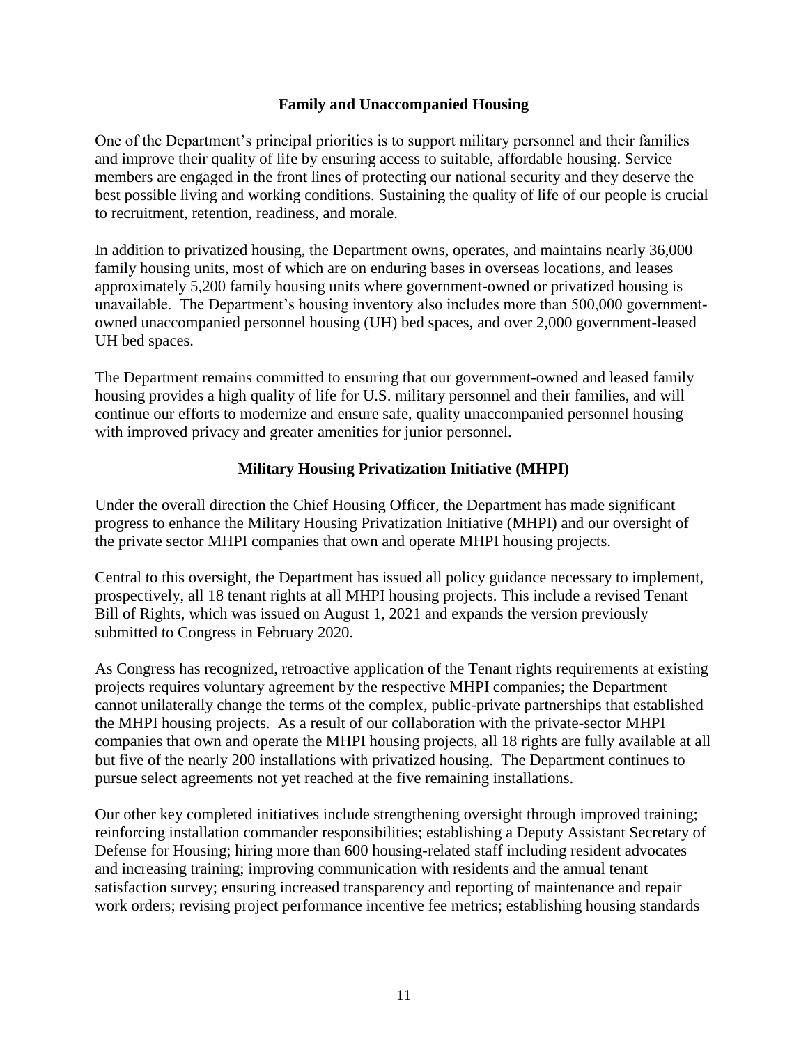## Family and Unaccompanied Housing

One of the Department's principal priorities is to support military personnel and their families and improve their quality of life by ensuring access to suitable, affordable housing. Service members are engaged in the front lines of protecting our national security and they deserve the best possible living and working conditions. Sustaining the quality of life of our people is crucial to recruitment, retention, readiness, and morale.

In addition to privatized housing, the Department owns, operates, and maintains nearly 36,000 family housing units, most of which are on enduring bases in overseas locations, and leases approximately 5,200 family housing units where government-owned or privatized housing is unavailable. The Department's housing inventory also includes more than 500,000 government-owned unaccompanied personnel housing (UH) bed spaces, and over 2,000 government-leased UH bed spaces.

The Department remains committed to ensuring that our government-owned and leased family housing provides a high quality of life for U.S. military personnel and their families, and will continue our efforts to modernize and ensure safe, quality unaccompanied personnel housing with improved privacy and greater amenities for junior personnel.

## Military Housing Privatization Initiative (MHPI)

Under the overall direction the Chief Housing Officer, the Department has made significant progress to enhance the Military Housing Privatization Initiative (MHPI) and our oversight of the private sector MHPI companies that own and operate MHPI housing projects.

Central to this oversight, the Department has issued all policy guidance necessary to implement, prospectively, all 18 tenant rights at all MHPI housing projects. This include a revised Tenant Bill of Rights, which was issued on August 1, 2021 and expands the version previously submitted to Congress in February 2020.

As Congress has recognized, retroactive application of the Tenant rights requirements at existing projects requires voluntary agreement by the respective MHPI companies; the Department cannot unilaterally change the terms of the complex, public-private partnerships that established the MHPI housing projects. As a result of our collaboration with the private-sector MHPI companies that own and operate the MHPI housing projects, all 18 rights are fully available at all but five of the nearly 200 installations with privatized housing. The Department continues to pursue select agreements not yet reached at the five remaining installations.

Our other key completed initiatives include strengthening oversight through improved training; reinforcing installation commander responsibilities; establishing a Deputy Assistant Secretary of Defense for Housing; hiring more than 600 housing-related staff including resident advocates and increasing training; improving communication with residents and the annual tenant satisfaction survey; ensuring increased transparency and reporting of maintenance and repair work orders; revising project performance incentive fee metrics; establishing housing standards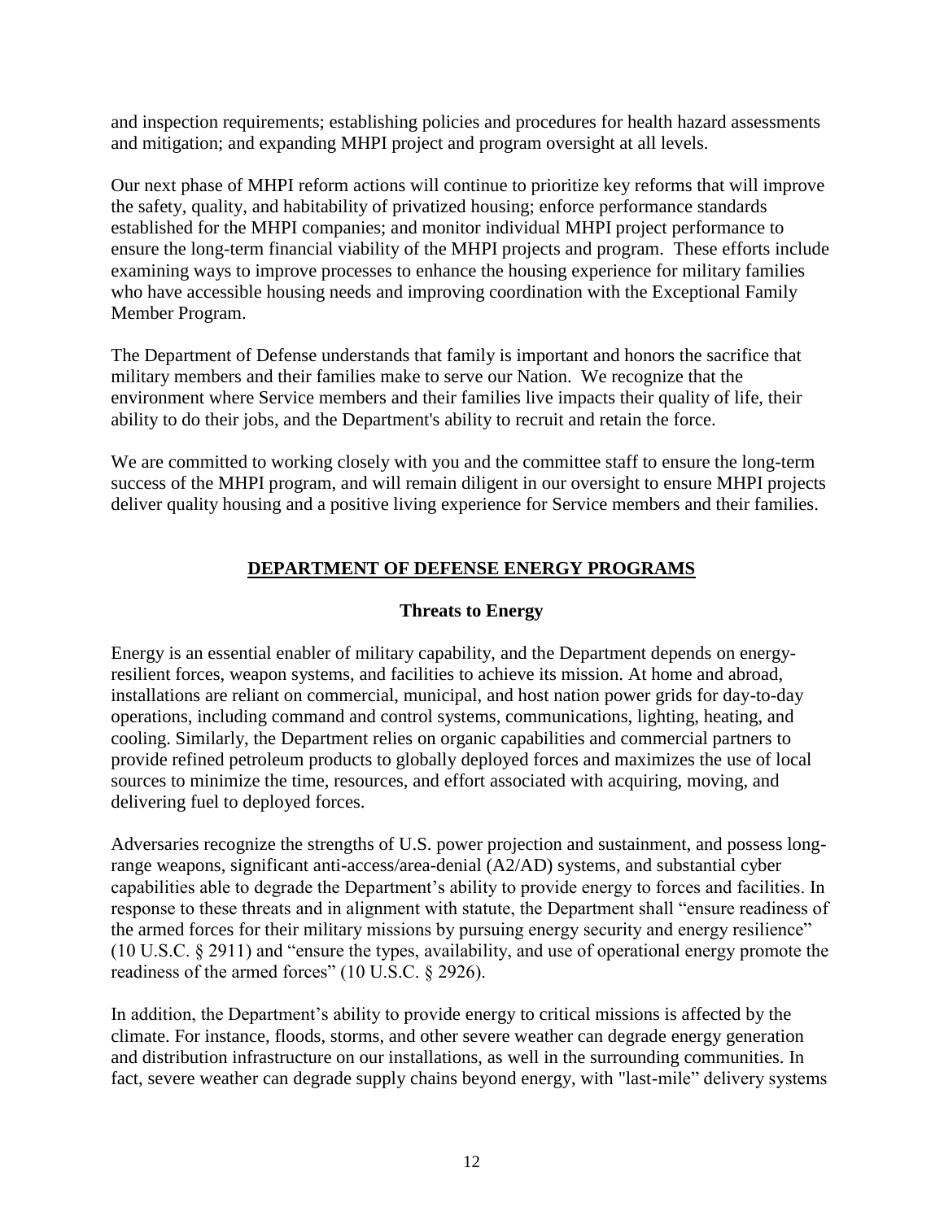and inspection requirements; establishing policies and procedures for health hazard assessments and mitigation; and expanding MHPI project and program oversight at all levels.

Our next phase of MHPI reform actions will continue to prioritize key reforms that will improve the safety, quality, and habitability of privatized housing; enforce performance standards established for the MHPI companies; and monitor individual MHPI project performance to ensure the long-term financial viability of the MHPI projects and program. These efforts include examining ways to improve processes to enhance the housing experience for military families who have accessible housing needs and improving coordination with the Exceptional Family Member Program.

The Department of Defense understands that family is important and honors the sacrifice that military members and their families make to serve our Nation. We recognize that the environment where Service members and their families live impacts their quality of life, their ability to do their jobs, and the Department's ability to recruit and retain the force.

We are committed to working closely with you and the committee staff to ensure the long-term success of the MHPI program, and will remain diligent in our oversight to ensure MHPI projects deliver quality housing and a positive living experience for Service members and their families.

## DEPARTMENT OF DEFENSE ENERGY PROGRAMS

### Threats to Energy

Energy is an essential enabler of military capability, and the Department depends on energy-resilient forces, weapon systems, and facilities to achieve its mission. At home and abroad, installations are reliant on commercial, municipal, and host nation power grids for day-to-day operations, including command and control systems, communications, lighting, heating, and cooling. Similarly, the Department relies on organic capabilities and commercial partners to provide refined petroleum products to globally deployed forces and maximizes the use of local sources to minimize the time, resources, and effort associated with acquiring, moving, and delivering fuel to deployed forces.

Adversaries recognize the strengths of U.S. power projection and sustainment, and possess long-range weapons, significant anti-access/area-denial (A2/AD) systems, and substantial cyber capabilities able to degrade the Department's ability to provide energy to forces and facilities. In response to these threats and in alignment with statute, the Department shall "ensure readiness of the armed forces for their military missions by pursuing energy security and energy resilience" (10 U.S.C. § 2911) and "ensure the types, availability, and use of operational energy promote the readiness of the armed forces" (10 U.S.C. § 2926).

In addition, the Department's ability to provide energy to critical missions is affected by the climate. For instance, floods, storms, and other severe weather can degrade energy generation and distribution infrastructure on our installations, as well in the surrounding communities. In fact, severe weather can degrade supply chains beyond energy, with "last-mile" delivery systems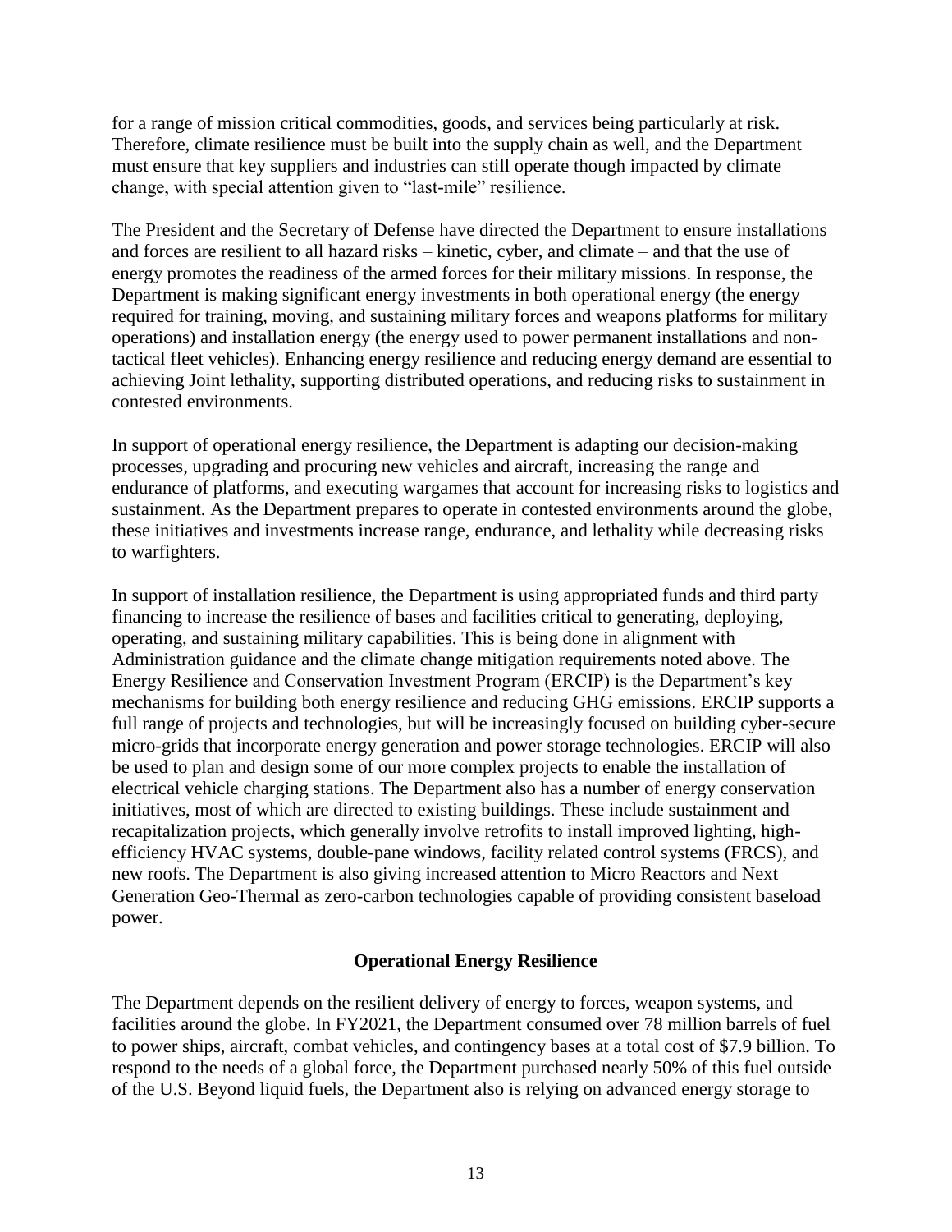for a range of mission critical commodities, goods, and services being particularly at risk. Therefore, climate resilience must be built into the supply chain as well, and the Department must ensure that key suppliers and industries can still operate though impacted by climate change, with special attention given to "last-mile" resilience.

The President and the Secretary of Defense have directed the Department to ensure installations and forces are resilient to all hazard risks – kinetic, cyber, and climate – and that the use of energy promotes the readiness of the armed forces for their military missions. In response, the Department is making significant energy investments in both operational energy (the energy required for training, moving, and sustaining military forces and weapons platforms for military operations) and installation energy (the energy used to power permanent installations and non-tactical fleet vehicles). Enhancing energy resilience and reducing energy demand are essential to achieving Joint lethality, supporting distributed operations, and reducing risks to sustainment in contested environments.

In support of operational energy resilience, the Department is adapting our decision-making processes, upgrading and procuring new vehicles and aircraft, increasing the range and endurance of platforms, and executing wargames that account for increasing risks to logistics and sustainment. As the Department prepares to operate in contested environments around the globe, these initiatives and investments increase range, endurance, and lethality while decreasing risks to warfighters.

In support of installation resilience, the Department is using appropriated funds and third party financing to increase the resilience of bases and facilities critical to generating, deploying, operating, and sustaining military capabilities. This is being done in alignment with Administration guidance and the climate change mitigation requirements noted above. The Energy Resilience and Conservation Investment Program (ERCIP) is the Department's key mechanisms for building both energy resilience and reducing GHG emissions. ERCIP supports a full range of projects and technologies, but will be increasingly focused on building cyber-secure micro-grids that incorporate energy generation and power storage technologies. ERCIP will also be used to plan and design some of our more complex projects to enable the installation of electrical vehicle charging stations. The Department also has a number of energy conservation initiatives, most of which are directed to existing buildings. These include sustainment and recapitalization projects, which generally involve retrofits to install improved lighting, high-efficiency HVAC systems, double-pane windows, facility related control systems (FRCS), and new roofs. The Department is also giving increased attention to Micro Reactors and Next Generation Geo-Thermal as zero-carbon technologies capable of providing consistent baseload power.

**Operational Energy Resilience**

The Department depends on the resilient delivery of energy to forces, weapon systems, and facilities around the globe. In FY2021, the Department consumed over 78 million barrels of fuel to power ships, aircraft, combat vehicles, and contingency bases at a total cost of $7.9 billion. To respond to the needs of a global force, the Department purchased nearly 50% of this fuel outside of the U.S. Beyond liquid fuels, the Department also is relying on advanced energy storage to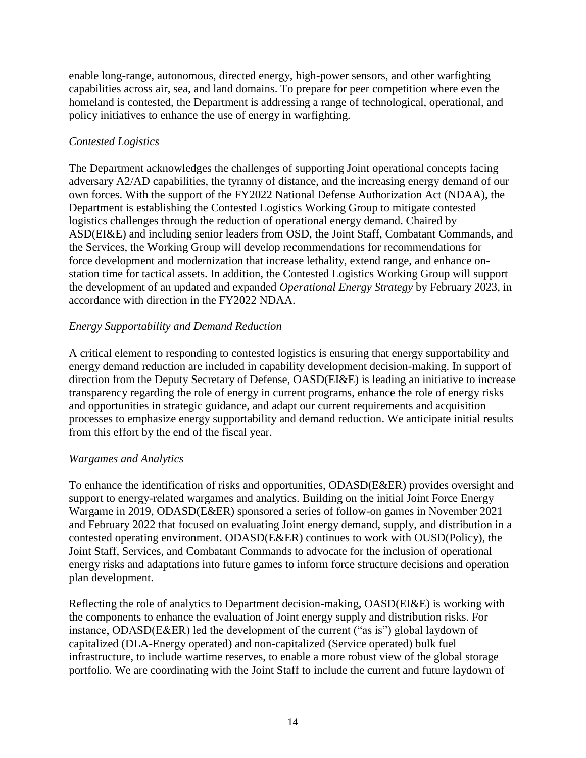enable long-range, autonomous, directed energy, high-power sensors, and other warfighting capabilities across air, sea, and land domains. To prepare for peer competition where even the homeland is contested, the Department is addressing a range of technological, operational, and policy initiatives to enhance the use of energy in warfighting.

*Contested Logistics*

The Department acknowledges the challenges of supporting Joint operational concepts facing adversary A2/AD capabilities, the tyranny of distance, and the increasing energy demand of our own forces. With the support of the FY2022 National Defense Authorization Act (NDAA), the Department is establishing the Contested Logistics Working Group to mitigate contested logistics challenges through the reduction of operational energy demand. Chaired by ASD(EI&E) and including senior leaders from OSD, the Joint Staff, Combatant Commands, and the Services, the Working Group will develop recommendations for recommendations for force development and modernization that increase lethality, extend range, and enhance on-station time for tactical assets. In addition, the Contested Logistics Working Group will support the development of an updated and expanded *Operational Energy Strategy* by February 2023, in accordance with direction in the FY2022 NDAA.

*Energy Supportability and Demand Reduction*

A critical element to responding to contested logistics is ensuring that energy supportability and energy demand reduction are included in capability development decision-making. In support of direction from the Deputy Secretary of Defense, OASD(EI&E) is leading an initiative to increase transparency regarding the role of energy in current programs, enhance the role of energy risks and opportunities in strategic guidance, and adapt our current requirements and acquisition processes to emphasize energy supportability and demand reduction. We anticipate initial results from this effort by the end of the fiscal year.

*Wargames and Analytics*

To enhance the identification of risks and opportunities, ODASD(E&ER) provides oversight and support to energy-related wargames and analytics. Building on the initial Joint Force Energy Wargame in 2019, ODASD(E&ER) sponsored a series of follow-on games in November 2021 and February 2022 that focused on evaluating Joint energy demand, supply, and distribution in a contested operating environment. ODASD(E&ER) continues to work with OUSD(Policy), the Joint Staff, Services, and Combatant Commands to advocate for the inclusion of operational energy risks and adaptations into future games to inform force structure decisions and operation plan development.

Reflecting the role of analytics to Department decision-making, OASD(EI&E) is working with the components to enhance the evaluation of Joint energy supply and distribution risks. For instance, ODASD(E&ER) led the development of the current ("as is") global laydown of capitalized (DLA-Energy operated) and non-capitalized (Service operated) bulk fuel infrastructure, to include wartime reserves, to enable a more robust view of the global storage portfolio. We are coordinating with the Joint Staff to include the current and future laydown of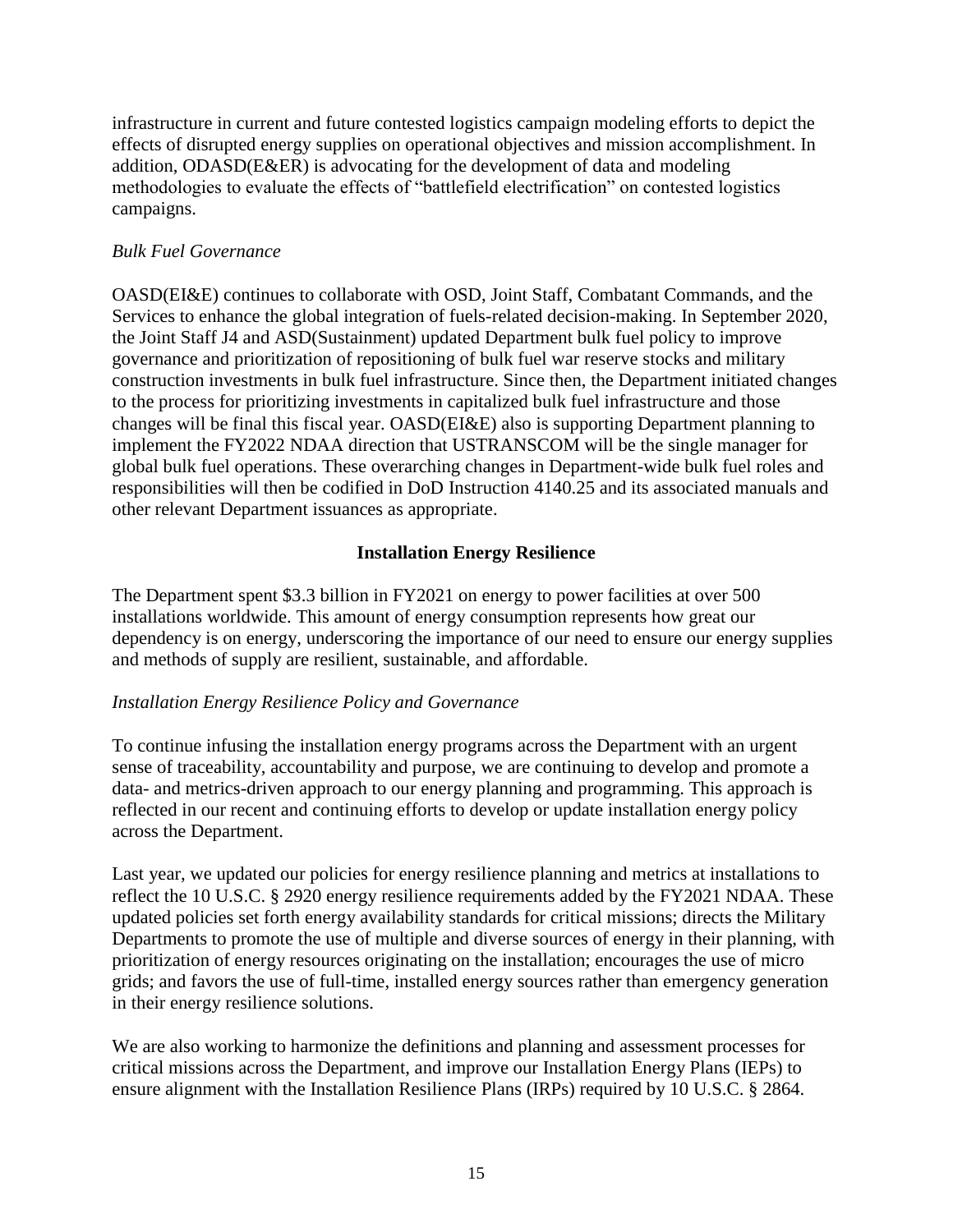infrastructure in current and future contested logistics campaign modeling efforts to depict the effects of disrupted energy supplies on operational objectives and mission accomplishment. In addition, ODASD(E&ER) is advocating for the development of data and modeling methodologies to evaluate the effects of "battlefield electrification" on contested logistics campaigns.

*Bulk Fuel Governance*

OASD(EI&E) continues to collaborate with OSD, Joint Staff, Combatant Commands, and the Services to enhance the global integration of fuels-related decision-making. In September 2020, the Joint Staff J4 and ASD(Sustainment) updated Department bulk fuel policy to improve governance and prioritization of repositioning of bulk fuel war reserve stocks and military construction investments in bulk fuel infrastructure. Since then, the Department initiated changes to the process for prioritizing investments in capitalized bulk fuel infrastructure and those changes will be final this fiscal year. OASD(EI&E) also is supporting Department planning to implement the FY2022 NDAA direction that USTRANSCOM will be the single manager for global bulk fuel operations. These overarching changes in Department-wide bulk fuel roles and responsibilities will then be codified in DoD Instruction 4140.25 and its associated manuals and other relevant Department issuances as appropriate.

## Installation Energy Resilience

The Department spent $3.3 billion in FY2021 on energy to power facilities at over 500 installations worldwide. This amount of energy consumption represents how great our dependency is on energy, underscoring the importance of our need to ensure our energy supplies and methods of supply are resilient, sustainable, and affordable.

*Installation Energy Resilience Policy and Governance*

To continue infusing the installation energy programs across the Department with an urgent sense of traceability, accountability and purpose, we are continuing to develop and promote a data- and metrics-driven approach to our energy planning and programming. This approach is reflected in our recent and continuing efforts to develop or update installation energy policy across the Department.

Last year, we updated our policies for energy resilience planning and metrics at installations to reflect the 10 U.S.C. § 2920 energy resilience requirements added by the FY2021 NDAA. These updated policies set forth energy availability standards for critical missions; directs the Military Departments to promote the use of multiple and diverse sources of energy in their planning, with prioritization of energy resources originating on the installation; encourages the use of micro grids; and favors the use of full-time, installed energy sources rather than emergency generation in their energy resilience solutions.

We are also working to harmonize the definitions and planning and assessment processes for critical missions across the Department, and improve our Installation Energy Plans (IEPs) to ensure alignment with the Installation Resilience Plans (IRPs) required by 10 U.S.C. § 2864.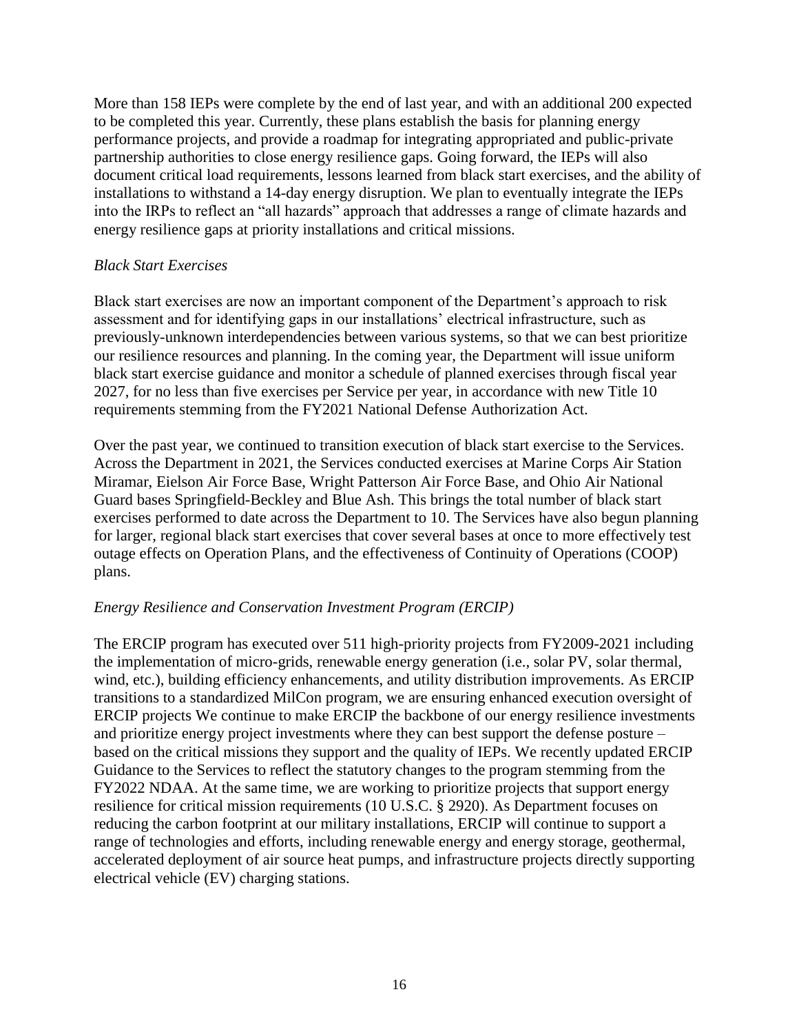More than 158 IEPs were complete by the end of last year, and with an additional 200 expected to be completed this year. Currently, these plans establish the basis for planning energy performance projects, and provide a roadmap for integrating appropriated and public-private partnership authorities to close energy resilience gaps. Going forward, the IEPs will also document critical load requirements, lessons learned from black start exercises, and the ability of installations to withstand a 14-day energy disruption. We plan to eventually integrate the IEPs into the IRPs to reflect an "all hazards" approach that addresses a range of climate hazards and energy resilience gaps at priority installations and critical missions.

*Black Start Exercises*

Black start exercises are now an important component of the Department's approach to risk assessment and for identifying gaps in our installations' electrical infrastructure, such as previously-unknown interdependencies between various systems, so that we can best prioritize our resilience resources and planning. In the coming year, the Department will issue uniform black start exercise guidance and monitor a schedule of planned exercises through fiscal year 2027, for no less than five exercises per Service per year, in accordance with new Title 10 requirements stemming from the FY2021 National Defense Authorization Act.

Over the past year, we continued to transition execution of black start exercise to the Services. Across the Department in 2021, the Services conducted exercises at Marine Corps Air Station Miramar, Eielson Air Force Base, Wright Patterson Air Force Base, and Ohio Air National Guard bases Springfield-Beckley and Blue Ash. This brings the total number of black start exercises performed to date across the Department to 10. The Services have also begun planning for larger, regional black start exercises that cover several bases at once to more effectively test outage effects on Operation Plans, and the effectiveness of Continuity of Operations (COOP) plans.

*Energy Resilience and Conservation Investment Program (ERCIP)*

The ERCIP program has executed over 511 high-priority projects from FY2009-2021 including the implementation of micro-grids, renewable energy generation (i.e., solar PV, solar thermal, wind, etc.), building efficiency enhancements, and utility distribution improvements. As ERCIP transitions to a standardized MilCon program, we are ensuring enhanced execution oversight of ERCIP projects We continue to make ERCIP the backbone of our energy resilience investments and prioritize energy project investments where they can best support the defense posture – based on the critical missions they support and the quality of IEPs. We recently updated ERCIP Guidance to the Services to reflect the statutory changes to the program stemming from the FY2022 NDAA. At the same time, we are working to prioritize projects that support energy resilience for critical mission requirements (10 U.S.C. § 2920). As Department focuses on reducing the carbon footprint at our military installations, ERCIP will continue to support a range of technologies and efforts, including renewable energy and energy storage, geothermal, accelerated deployment of air source heat pumps, and infrastructure projects directly supporting electrical vehicle (EV) charging stations.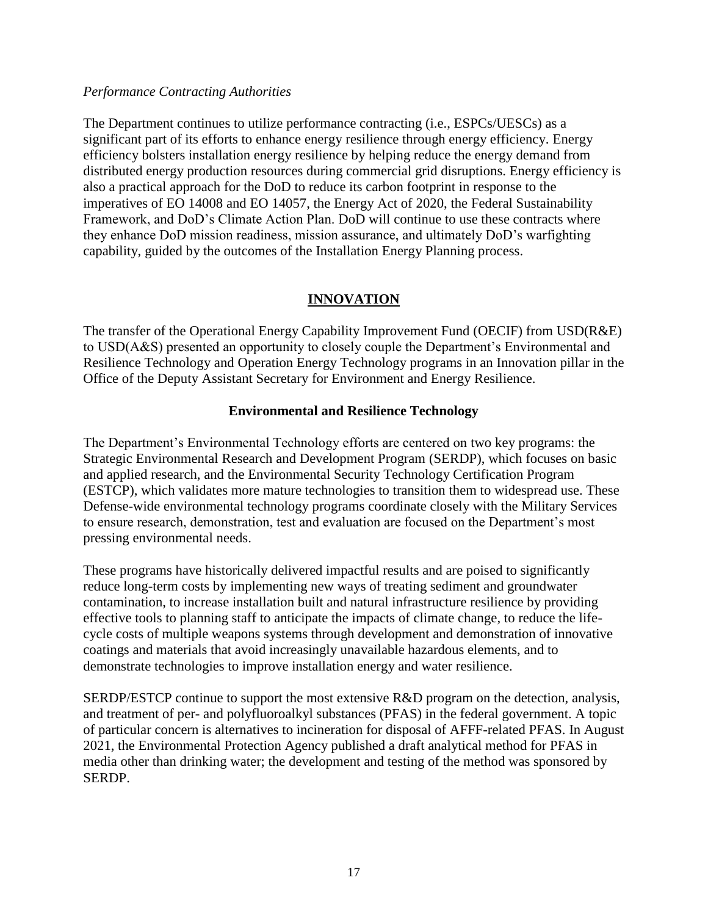*Performance Contracting Authorities*

The Department continues to utilize performance contracting (i.e., ESPCs/UESCs) as a significant part of its efforts to enhance energy resilience through energy efficiency. Energy efficiency bolsters installation energy resilience by helping reduce the energy demand from distributed energy production resources during commercial grid disruptions. Energy efficiency is also a practical approach for the DoD to reduce its carbon footprint in response to the imperatives of EO 14008 and EO 14057, the Energy Act of 2020, the Federal Sustainability Framework, and DoD's Climate Action Plan. DoD will continue to use these contracts where they enhance DoD mission readiness, mission assurance, and ultimately DoD's warfighting capability, guided by the outcomes of the Installation Energy Planning process.

## INNOVATION

The transfer of the Operational Energy Capability Improvement Fund (OECIF) from USD(R&E) to USD(A&S) presented an opportunity to closely couple the Department's Environmental and Resilience Technology and Operation Energy Technology programs in an Innovation pillar in the Office of the Deputy Assistant Secretary for Environment and Energy Resilience.

### Environmental and Resilience Technology

The Department's Environmental Technology efforts are centered on two key programs: the Strategic Environmental Research and Development Program (SERDP), which focuses on basic and applied research, and the Environmental Security Technology Certification Program (ESTCP), which validates more mature technologies to transition them to widespread use. These Defense-wide environmental technology programs coordinate closely with the Military Services to ensure research, demonstration, test and evaluation are focused on the Department's most pressing environmental needs.

These programs have historically delivered impactful results and are poised to significantly reduce long-term costs by implementing new ways of treating sediment and groundwater contamination, to increase installation built and natural infrastructure resilience by providing effective tools to planning staff to anticipate the impacts of climate change, to reduce the life-cycle costs of multiple weapons systems through development and demonstration of innovative coatings and materials that avoid increasingly unavailable hazardous elements, and to demonstrate technologies to improve installation energy and water resilience.

SERDP/ESTCP continue to support the most extensive R&D program on the detection, analysis, and treatment of per- and polyfluoroalkyl substances (PFAS) in the federal government. A topic of particular concern is alternatives to incineration for disposal of AFFF-related PFAS. In August 2021, the Environmental Protection Agency published a draft analytical method for PFAS in media other than drinking water; the development and testing of the method was sponsored by SERDP.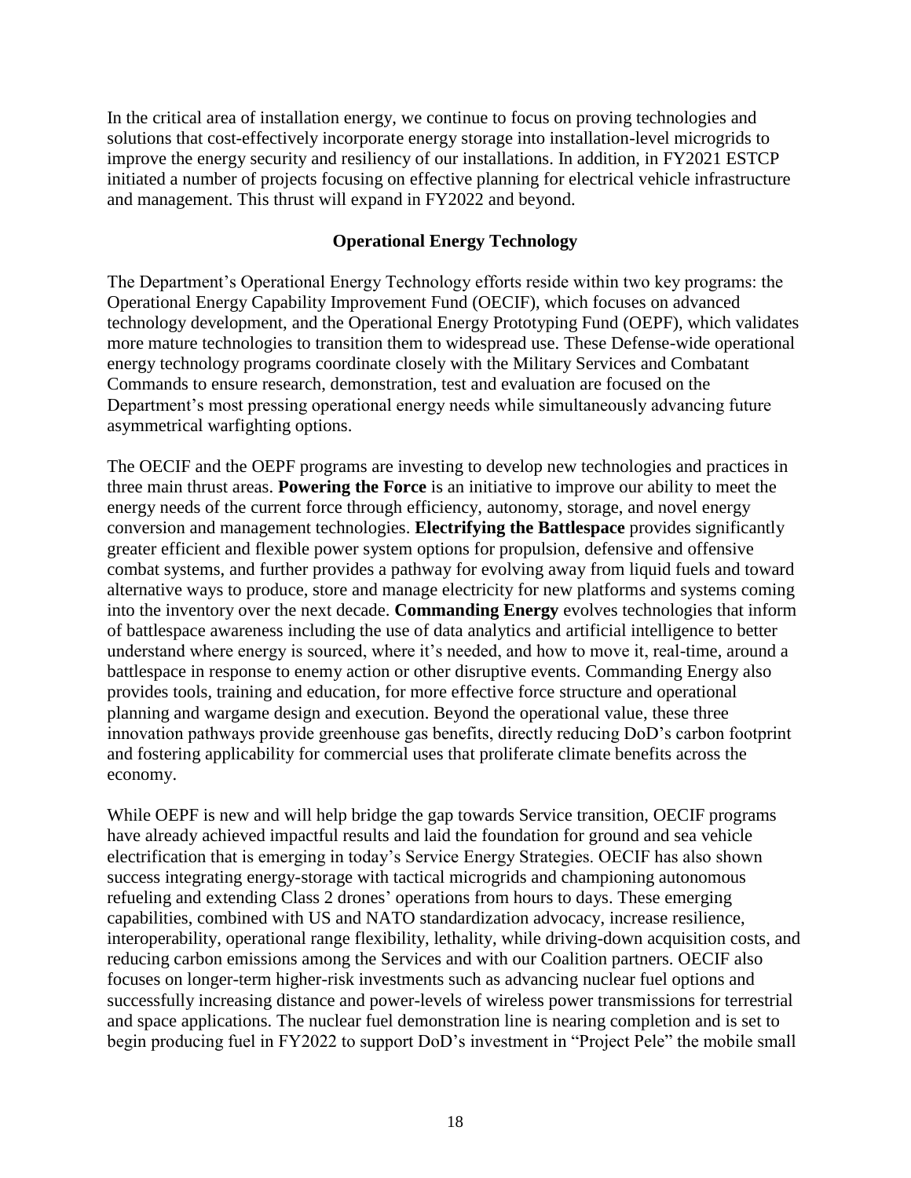In the critical area of installation energy, we continue to focus on proving technologies and solutions that cost-effectively incorporate energy storage into installation-level microgrids to improve the energy security and resiliency of our installations. In addition, in FY2021 ESTCP initiated a number of projects focusing on effective planning for electrical vehicle infrastructure and management. This thrust will expand in FY2022 and beyond.

## Operational Energy Technology

The Department's Operational Energy Technology efforts reside within two key programs: the Operational Energy Capability Improvement Fund (OECIF), which focuses on advanced technology development, and the Operational Energy Prototyping Fund (OEPF), which validates more mature technologies to transition them to widespread use. These Defense-wide operational energy technology programs coordinate closely with the Military Services and Combatant Commands to ensure research, demonstration, test and evaluation are focused on the Department's most pressing operational energy needs while simultaneously advancing future asymmetrical warfighting options.

The OECIF and the OEPF programs are investing to develop new technologies and practices in three main thrust areas. **Powering the Force** is an initiative to improve our ability to meet the energy needs of the current force through efficiency, autonomy, storage, and novel energy conversion and management technologies. **Electrifying the Battlespace** provides significantly greater efficient and flexible power system options for propulsion, defensive and offensive combat systems, and further provides a pathway for evolving away from liquid fuels and toward alternative ways to produce, store and manage electricity for new platforms and systems coming into the inventory over the next decade. **Commanding Energy** evolves technologies that inform of battlespace awareness including the use of data analytics and artificial intelligence to better understand where energy is sourced, where it's needed, and how to move it, real-time, around a battlespace in response to enemy action or other disruptive events. Commanding Energy also provides tools, training and education, for more effective force structure and operational planning and wargame design and execution. Beyond the operational value, these three innovation pathways provide greenhouse gas benefits, directly reducing DoD's carbon footprint and fostering applicability for commercial uses that proliferate climate benefits across the economy.

While OEPF is new and will help bridge the gap towards Service transition, OECIF programs have already achieved impactful results and laid the foundation for ground and sea vehicle electrification that is emerging in today's Service Energy Strategies. OECIF has also shown success integrating energy-storage with tactical microgrids and championing autonomous refueling and extending Class 2 drones' operations from hours to days. These emerging capabilities, combined with US and NATO standardization advocacy, increase resilience, interoperability, operational range flexibility, lethality, while driving-down acquisition costs, and reducing carbon emissions among the Services and with our Coalition partners. OECIF also focuses on longer-term higher-risk investments such as advancing nuclear fuel options and successfully increasing distance and power-levels of wireless power transmissions for terrestrial and space applications. The nuclear fuel demonstration line is nearing completion and is set to begin producing fuel in FY2022 to support DoD's investment in "Project Pele" the mobile small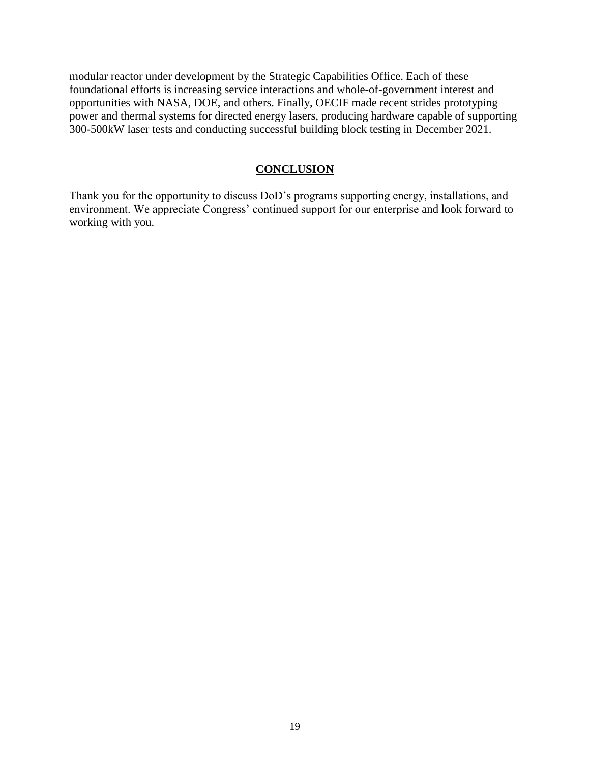modular reactor under development by the Strategic Capabilities Office. Each of these foundational efforts is increasing service interactions and whole-of-government interest and opportunities with NASA, DOE, and others. Finally, OECIF made recent strides prototyping power and thermal systems for directed energy lasers, producing hardware capable of supporting 300-500kW laser tests and conducting successful building block testing in December 2021.

## CONCLUSION

Thank you for the opportunity to discuss DoD's programs supporting energy, installations, and environment. We appreciate Congress' continued support for our enterprise and look forward to working with you.